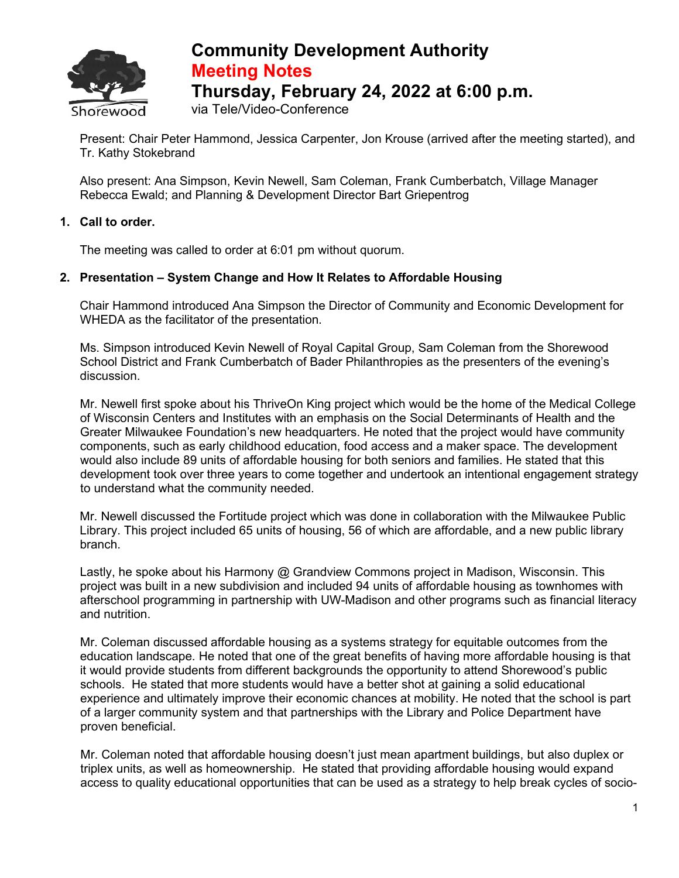# Community Development Authority
## Meeting Notes
## Thursday, February 24, 2022 at 6:00 p.m.

via Tele/Video-Conference

Present: Chair Peter Hammond, Jessica Carpenter, Jon Krouse (arrived after the meeting started), and Tr. Kathy Stokebrand

Also present: Ana Simpson, Kevin Newell, Sam Coleman, Frank Cumberbatch, Village Manager Rebecca Ewald; and Planning & Development Director Bart Griepentrog

**1. Call to order.**

The meeting was called to order at 6:01 pm without quorum.

**2. Presentation – System Change and How It Relates to Affordable Housing**

Chair Hammond introduced Ana Simpson the Director of Community and Economic Development for WHEDA as the facilitator of the presentation.

Ms. Simpson introduced Kevin Newell of Royal Capital Group, Sam Coleman from the Shorewood School District and Frank Cumberbatch of Bader Philanthropies as the presenters of the evening's discussion.

Mr. Newell first spoke about his ThriveOn King project which would be the home of the Medical College of Wisconsin Centers and Institutes with an emphasis on the Social Determinants of Health and the Greater Milwaukee Foundation's new headquarters. He noted that the project would have community components, such as early childhood education, food access and a maker space. The development would also include 89 units of affordable housing for both seniors and families. He stated that this development took over three years to come together and undertook an intentional engagement strategy to understand what the community needed.

Mr. Newell discussed the Fortitude project which was done in collaboration with the Milwaukee Public Library. This project included 65 units of housing, 56 of which are affordable, and a new public library branch.

Lastly, he spoke about his Harmony @ Grandview Commons project in Madison, Wisconsin. This project was built in a new subdivision and included 94 units of affordable housing as townhomes with afterschool programming in partnership with UW-Madison and other programs such as financial literacy and nutrition.

Mr. Coleman discussed affordable housing as a systems strategy for equitable outcomes from the education landscape. He noted that one of the great benefits of having more affordable housing is that it would provide students from different backgrounds the opportunity to attend Shorewood's public schools. He stated that more students would have a better shot at gaining a solid educational experience and ultimately improve their economic chances at mobility. He noted that the school is part of a larger community system and that partnerships with the Library and Police Department have proven beneficial.

Mr. Coleman noted that affordable housing doesn't just mean apartment buildings, but also duplex or triplex units, as well as homeownership. He stated that providing affordable housing would expand access to quality educational opportunities that can be used as a strategy to help break cycles of socio-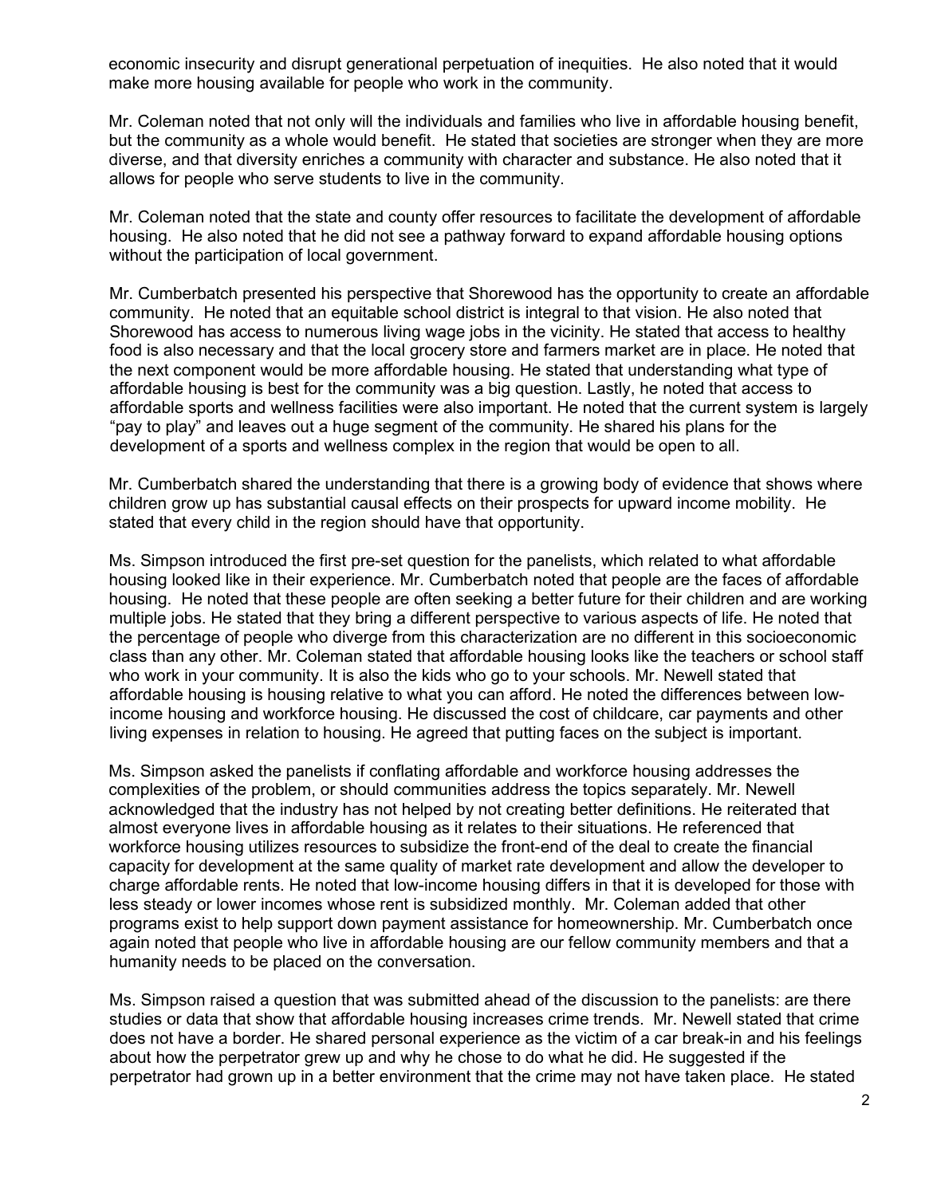economic insecurity and disrupt generational perpetuation of inequities. He also noted that it would make more housing available for people who work in the community.

Mr. Coleman noted that not only will the individuals and families who live in affordable housing benefit, but the community as a whole would benefit. He stated that societies are stronger when they are more diverse, and that diversity enriches a community with character and substance. He also noted that it allows for people who serve students to live in the community.

Mr. Coleman noted that the state and county offer resources to facilitate the development of affordable housing. He also noted that he did not see a pathway forward to expand affordable housing options without the participation of local government.

Mr. Cumberbatch presented his perspective that Shorewood has the opportunity to create an affordable community. He noted that an equitable school district is integral to that vision. He also noted that Shorewood has access to numerous living wage jobs in the vicinity. He stated that access to healthy food is also necessary and that the local grocery store and farmers market are in place. He noted that the next component would be more affordable housing. He stated that understanding what type of affordable housing is best for the community was a big question. Lastly, he noted that access to affordable sports and wellness facilities were also important. He noted that the current system is largely "pay to play" and leaves out a huge segment of the community. He shared his plans for the development of a sports and wellness complex in the region that would be open to all.

Mr. Cumberbatch shared the understanding that there is a growing body of evidence that shows where children grow up has substantial causal effects on their prospects for upward income mobility. He stated that every child in the region should have that opportunity.

Ms. Simpson introduced the first pre-set question for the panelists, which related to what affordable housing looked like in their experience. Mr. Cumberbatch noted that people are the faces of affordable housing. He noted that these people are often seeking a better future for their children and are working multiple jobs. He stated that they bring a different perspective to various aspects of life. He noted that the percentage of people who diverge from this characterization are no different in this socioeconomic class than any other. Mr. Coleman stated that affordable housing looks like the teachers or school staff who work in your community. It is also the kids who go to your schools. Mr. Newell stated that affordable housing is housing relative to what you can afford. He noted the differences between low-income housing and workforce housing. He discussed the cost of childcare, car payments and other living expenses in relation to housing. He agreed that putting faces on the subject is important.

Ms. Simpson asked the panelists if conflating affordable and workforce housing addresses the complexities of the problem, or should communities address the topics separately. Mr. Newell acknowledged that the industry has not helped by not creating better definitions. He reiterated that almost everyone lives in affordable housing as it relates to their situations. He referenced that workforce housing utilizes resources to subsidize the front-end of the deal to create the financial capacity for development at the same quality of market rate development and allow the developer to charge affordable rents. He noted that low-income housing differs in that it is developed for those with less steady or lower incomes whose rent is subsidized monthly. Mr. Coleman added that other programs exist to help support down payment assistance for homeownership. Mr. Cumberbatch once again noted that people who live in affordable housing are our fellow community members and that a humanity needs to be placed on the conversation.

Ms. Simpson raised a question that was submitted ahead of the discussion to the panelists: are there studies or data that show that affordable housing increases crime trends. Mr. Newell stated that crime does not have a border. He shared personal experience as the victim of a car break-in and his feelings about how the perpetrator grew up and why he chose to do what he did. He suggested if the perpetrator had grown up in a better environment that the crime may not have taken place. He stated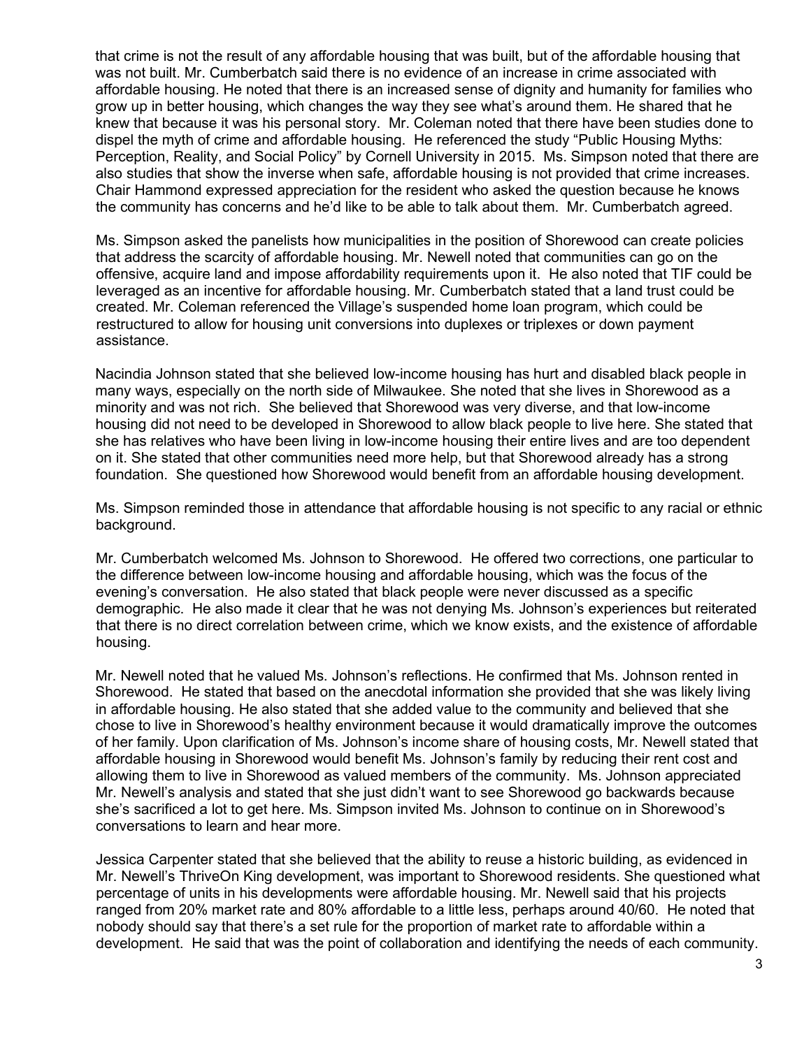that crime is not the result of any affordable housing that was built, but of the affordable housing that was not built. Mr. Cumberbatch said there is no evidence of an increase in crime associated with affordable housing. He noted that there is an increased sense of dignity and humanity for families who grow up in better housing, which changes the way they see what's around them. He shared that he knew that because it was his personal story. Mr. Coleman noted that there have been studies done to dispel the myth of crime and affordable housing. He referenced the study "Public Housing Myths: Perception, Reality, and Social Policy" by Cornell University in 2015. Ms. Simpson noted that there are also studies that show the inverse when safe, affordable housing is not provided that crime increases. Chair Hammond expressed appreciation for the resident who asked the question because he knows the community has concerns and he'd like to be able to talk about them. Mr. Cumberbatch agreed.

Ms. Simpson asked the panelists how municipalities in the position of Shorewood can create policies that address the scarcity of affordable housing. Mr. Newell noted that communities can go on the offensive, acquire land and impose affordability requirements upon it. He also noted that TIF could be leveraged as an incentive for affordable housing. Mr. Cumberbatch stated that a land trust could be created. Mr. Coleman referenced the Village's suspended home loan program, which could be restructured to allow for housing unit conversions into duplexes or triplexes or down payment assistance.

Nacindia Johnson stated that she believed low-income housing has hurt and disabled black people in many ways, especially on the north side of Milwaukee. She noted that she lives in Shorewood as a minority and was not rich. She believed that Shorewood was very diverse, and that low-income housing did not need to be developed in Shorewood to allow black people to live here. She stated that she has relatives who have been living in low-income housing their entire lives and are too dependent on it. She stated that other communities need more help, but that Shorewood already has a strong foundation. She questioned how Shorewood would benefit from an affordable housing development.

Ms. Simpson reminded those in attendance that affordable housing is not specific to any racial or ethnic background.

Mr. Cumberbatch welcomed Ms. Johnson to Shorewood. He offered two corrections, one particular to the difference between low-income housing and affordable housing, which was the focus of the evening's conversation. He also stated that black people were never discussed as a specific demographic. He also made it clear that he was not denying Ms. Johnson's experiences but reiterated that there is no direct correlation between crime, which we know exists, and the existence of affordable housing.

Mr. Newell noted that he valued Ms. Johnson's reflections. He confirmed that Ms. Johnson rented in Shorewood. He stated that based on the anecdotal information she provided that she was likely living in affordable housing. He also stated that she added value to the community and believed that she chose to live in Shorewood's healthy environment because it would dramatically improve the outcomes of her family. Upon clarification of Ms. Johnson's income share of housing costs, Mr. Newell stated that affordable housing in Shorewood would benefit Ms. Johnson's family by reducing their rent cost and allowing them to live in Shorewood as valued members of the community. Ms. Johnson appreciated Mr. Newell's analysis and stated that she just didn't want to see Shorewood go backwards because she's sacrificed a lot to get here. Ms. Simpson invited Ms. Johnson to continue on in Shorewood's conversations to learn and hear more.

Jessica Carpenter stated that she believed that the ability to reuse a historic building, as evidenced in Mr. Newell's ThriveOn King development, was important to Shorewood residents. She questioned what percentage of units in his developments were affordable housing. Mr. Newell said that his projects ranged from 20% market rate and 80% affordable to a little less, perhaps around 40/60. He noted that nobody should say that there's a set rule for the proportion of market rate to affordable within a development. He said that was the point of collaboration and identifying the needs of each community.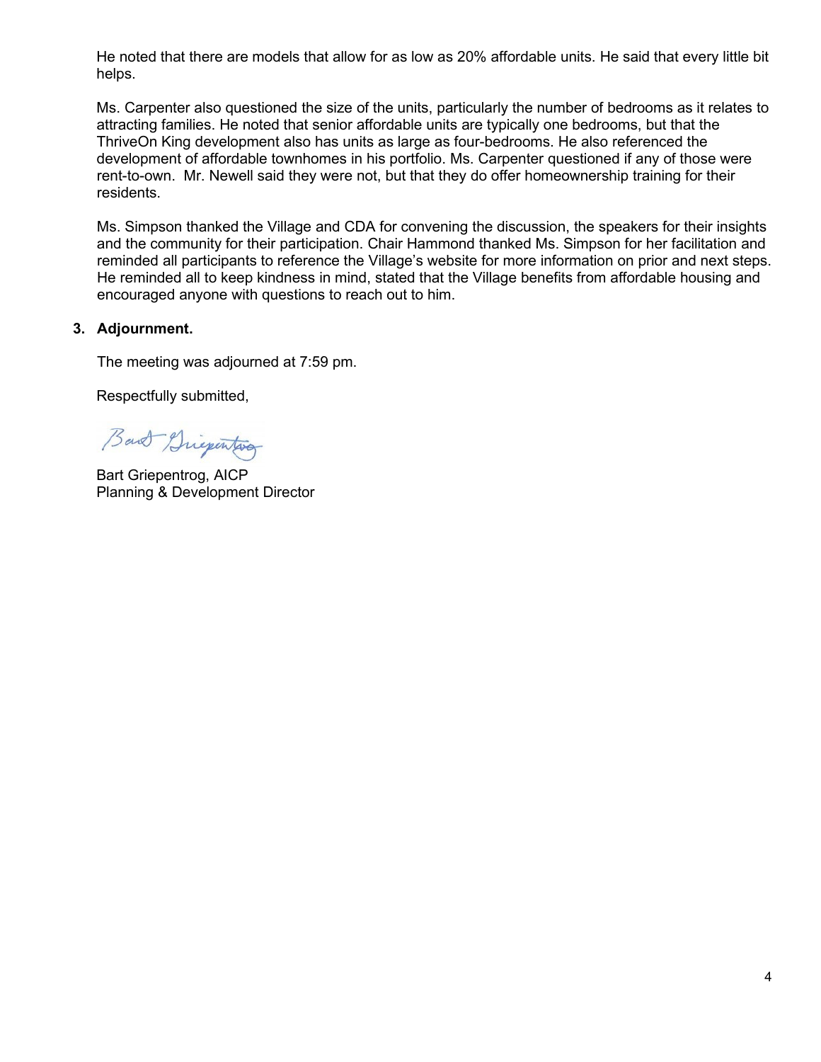He noted that there are models that allow for as low as 20% affordable units. He said that every little bit helps.

Ms. Carpenter also questioned the size of the units, particularly the number of bedrooms as it relates to attracting families. He noted that senior affordable units are typically one bedrooms, but that the ThriveOn King development also has units as large as four-bedrooms. He also referenced the development of affordable townhomes in his portfolio. Ms. Carpenter questioned if any of those were rent-to-own. Mr. Newell said they were not, but that they do offer homeownership training for their residents.

Ms. Simpson thanked the Village and CDA for convening the discussion, the speakers for their insights and the community for their participation. Chair Hammond thanked Ms. Simpson for her facilitation and reminded all participants to reference the Village's website for more information on prior and next steps. He reminded all to keep kindness in mind, stated that the Village benefits from affordable housing and encouraged anyone with questions to reach out to him.

**3. Adjournment.**

The meeting was adjourned at 7:59 pm.

Respectfully submitted,

Bart Griepentrog, AICP
Planning & Development Director